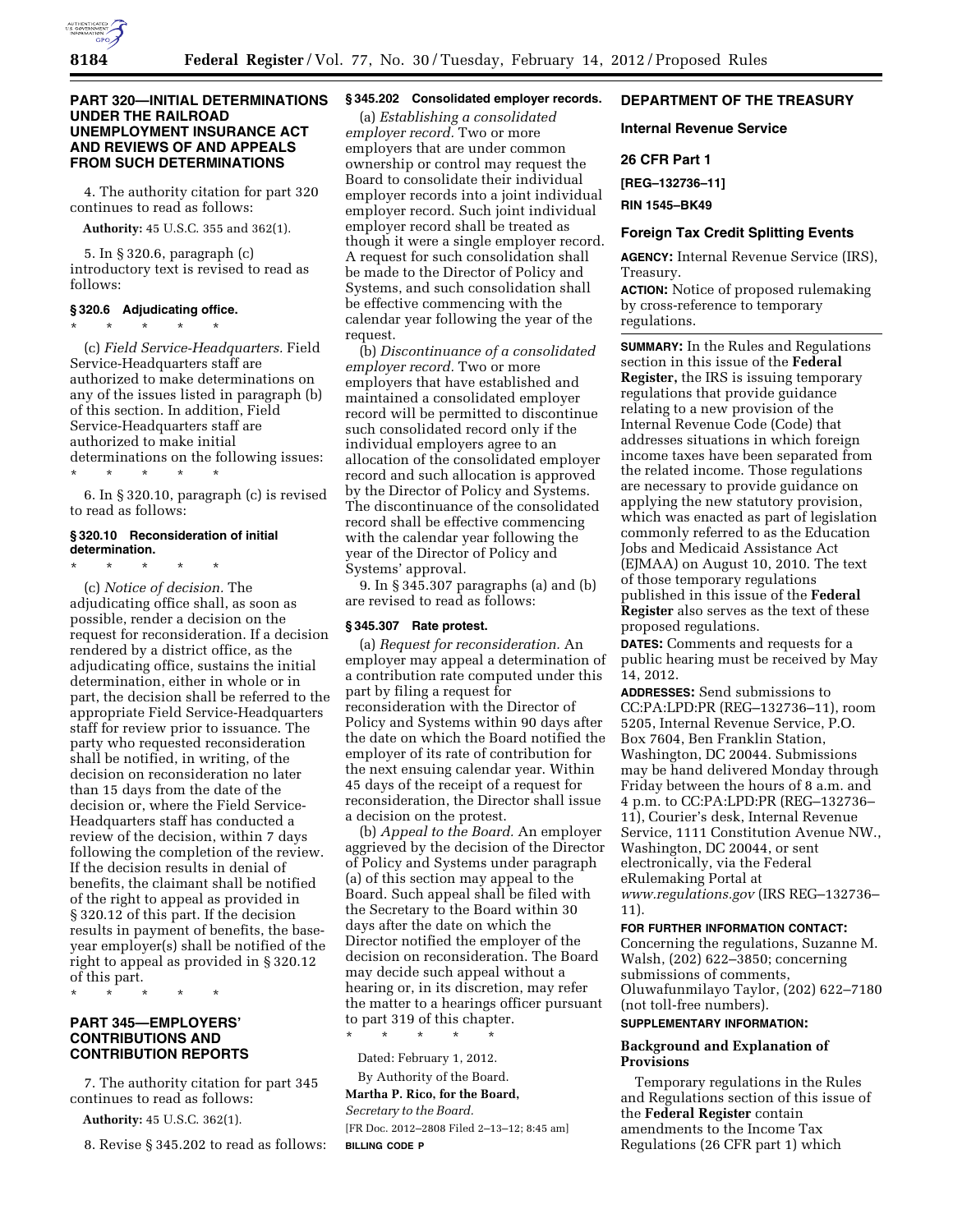## PART 320—INITIAL DETERMINATIONS UNDER THE RAILROAD UNEMPLOYMENT INSURANCE ACT AND REVIEWS OF AND APPEALS FROM SUCH DETERMINATIONS

4. The authority citation for part 320 continues to read as follows:

**Authority:** 45 U.S.C. 355 and 362(l).

5. In § 320.6, paragraph (c) introductory text is revised to read as follows:

### § 320.6 Adjudicating office.

\* \* \* \* \*

(c) *Field Service-Headquarters.* Field Service-Headquarters staff are authorized to make determinations on any of the issues listed in paragraph (b) of this section. In addition, Field Service-Headquarters staff are authorized to make initial determinations on the following issues:

\* \* \* \* \*

6. In § 320.10, paragraph (c) is revised to read as follows:

### § 320.10 Reconsideration of initial determination.

\* \* \* \* \*

(c) *Notice of decision.* The adjudicating office shall, as soon as possible, render a decision on the request for reconsideration. If a decision rendered by a district office, as the adjudicating office, sustains the initial determination, either in whole or in part, the decision shall be referred to the appropriate Field Service-Headquarters staff for review prior to issuance. The party who requested reconsideration shall be notified, in writing, of the decision on reconsideration no later than 15 days from the date of the decision or, where the Field Service-Headquarters staff has conducted a review of the decision, within 7 days following the completion of the review. If the decision results in denial of benefits, the claimant shall be notified of the right to appeal as provided in § 320.12 of this part. If the decision results in payment of benefits, the base-year employer(s) shall be notified of the right to appeal as provided in § 320.12 of this part.

\* \* \* \* \*

## PART 345—EMPLOYERS' CONTRIBUTIONS AND CONTRIBUTION REPORTS

7. The authority citation for part 345 continues to read as follows:

**Authority:** 45 U.S.C. 362(l).

8. Revise § 345.202 to read as follows:

### § 345.202 Consolidated employer records.

(a) *Establishing a consolidated employer record.* Two or more employers that are under common ownership or control may request the Board to consolidate their individual employer records into a joint individual employer record. Such joint individual employer record shall be treated as though it were a single employer record. A request for such consolidation shall be made to the Director of Policy and Systems, and such consolidation shall be effective commencing with the calendar year following the year of the request.

(b) *Discontinuance of a consolidated employer record.* Two or more employers that have established and maintained a consolidated employer record will be permitted to discontinue such consolidated record only if the individual employers agree to an allocation of the consolidated employer record and such allocation is approved by the Director of Policy and Systems. The discontinuance of the consolidated record shall be effective commencing with the calendar year following the year of the Director of Policy and Systems' approval.

9. In § 345.307 paragraphs (a) and (b) are revised to read as follows:

### § 345.307 Rate protest.

(a) *Request for reconsideration.* An employer may appeal a determination of a contribution rate computed under this part by filing a request for reconsideration with the Director of Policy and Systems within 90 days after the date on which the Board notified the employer of its rate of contribution for the next ensuing calendar year. Within 45 days of the receipt of a request for reconsideration, the Director shall issue a decision on the protest.

(b) *Appeal to the Board.* An employer aggrieved by the decision of the Director of Policy and Systems under paragraph (a) of this section may appeal to the Board. Such appeal shall be filed with the Secretary to the Board within 30 days after the date on which the Director notified the employer of the decision on reconsideration. The Board may decide such appeal without a hearing or, in its discretion, may refer the matter to a hearings officer pursuant to part 319 of this chapter.

\* \* \* \* \*

Dated: February 1, 2012.

By Authority of the Board.

**Martha P. Rico, for the Board,**
*Secretary to the Board.*

[FR Doc. 2012–2808 Filed 2–13–12; 8:45 am]

**BILLING CODE P**

---

## DEPARTMENT OF THE TREASURY

## Internal Revenue Service

## 26 CFR Part 1

**[REG–132736–11]**

**RIN 1545–BK49**

## Foreign Tax Credit Splitting Events

**AGENCY:** Internal Revenue Service (IRS), Treasury.

**ACTION:** Notice of proposed rulemaking by cross-reference to temporary regulations.

**SUMMARY:** In the Rules and Regulations section in this issue of the **Federal Register,** the IRS is issuing temporary regulations that provide guidance relating to a new provision of the Internal Revenue Code (Code) that addresses situations in which foreign income taxes have been separated from the related income. Those regulations are necessary to provide guidance on applying the new statutory provision, which was enacted as part of legislation commonly referred to as the Education Jobs and Medicaid Assistance Act (EJMAA) on August 10, 2010. The text of those temporary regulations published in this issue of the **Federal Register** also serves as the text of these proposed regulations.

**DATES:** Comments and requests for a public hearing must be received by May 14, 2012.

**ADDRESSES:** Send submissions to CC:PA:LPD:PR (REG–132736–11), room 5205, Internal Revenue Service, P.O. Box 7604, Ben Franklin Station, Washington, DC 20044. Submissions may be hand delivered Monday through Friday between the hours of 8 a.m. and 4 p.m. to CC:PA:LPD:PR (REG–132736–11), Courier's desk, Internal Revenue Service, 1111 Constitution Avenue NW., Washington, DC 20044, or sent electronically, via the Federal eRulemaking Portal at *www.regulations.gov* (IRS REG–132736–11).

**FOR FURTHER INFORMATION CONTACT:** Concerning the regulations, Suzanne M. Walsh, (202) 622–3850; concerning submissions of comments, Oluwafunmilayo Taylor, (202) 622–7180 (not toll-free numbers).

**SUPPLEMENTARY INFORMATION:**

### Background and Explanation of Provisions

Temporary regulations in the Rules and Regulations section of this issue of the **Federal Register** contain amendments to the Income Tax Regulations (26 CFR part 1) which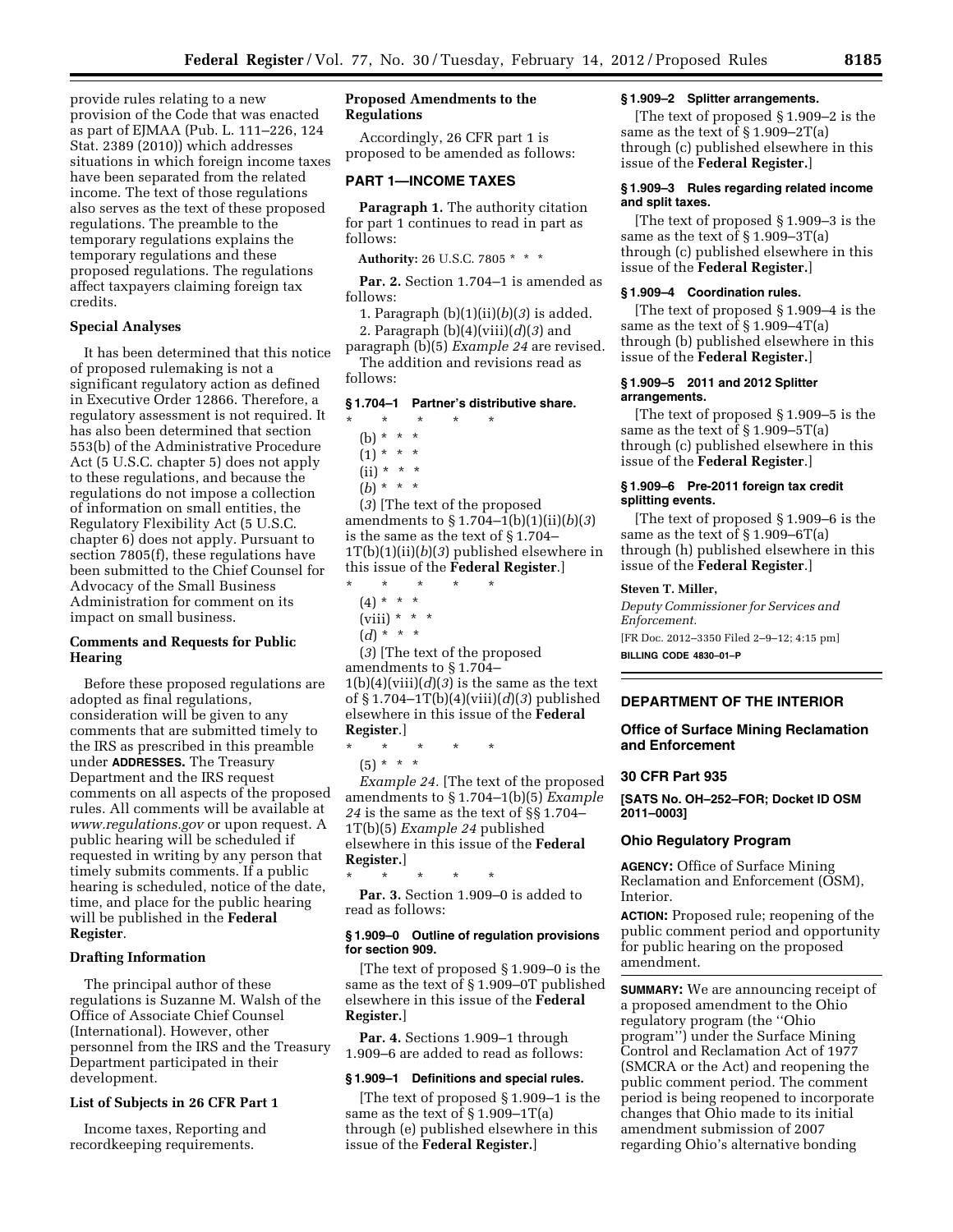provide rules relating to a new provision of the Code that was enacted as part of EJMAA (Pub. L. 111–226, 124 Stat. 2389 (2010)) which addresses situations in which foreign income taxes have been separated from the related income. The text of those regulations also serves as the text of these proposed regulations. The preamble to the temporary regulations explains the temporary regulations and these proposed regulations. The regulations affect taxpayers claiming foreign tax credits.

**Special Analyses**

It has been determined that this notice of proposed rulemaking is not a significant regulatory action as defined in Executive Order 12866. Therefore, a regulatory assessment is not required. It has also been determined that section 553(b) of the Administrative Procedure Act (5 U.S.C. chapter 5) does not apply to these regulations, and because the regulations do not impose a collection of information on small entities, the Regulatory Flexibility Act (5 U.S.C. chapter 6) does not apply. Pursuant to section 7805(f), these regulations have been submitted to the Chief Counsel for Advocacy of the Small Business Administration for comment on its impact on small business.

**Comments and Requests for Public Hearing**

Before these proposed regulations are adopted as final regulations, consideration will be given to any comments that are submitted timely to the IRS as prescribed in this preamble under **ADDRESSES.** The Treasury Department and the IRS request comments on all aspects of the proposed rules. All comments will be available at *www.regulations.gov* or upon request. A public hearing will be scheduled if requested in writing by any person that timely submits comments. If a public hearing is scheduled, notice of the date, time, and place for the public hearing will be published in the **Federal Register**.

**Drafting Information**

The principal author of these regulations is Suzanne M. Walsh of the Office of Associate Chief Counsel (International). However, other personnel from the IRS and the Treasury Department participated in their development.

**List of Subjects in 26 CFR Part 1**

Income taxes, Reporting and recordkeeping requirements.

**Proposed Amendments to the Regulations**

Accordingly, 26 CFR part 1 is proposed to be amended as follows:

**PART 1—INCOME TAXES**

**Paragraph 1.** The authority citation for part 1 continues to read in part as follows:

**Authority:** 26 U.S.C. 7805 * * *

**Par. 2.** Section 1.704–1 is amended as follows:

1. Paragraph (b)(1)(ii)(*b*)(*3*) is added.

2. Paragraph (b)(4)(viii)(*d*)(*3*) and paragraph (b)(5) *Example 24* are revised.

The addition and revisions read as follows:

**§ 1.704–1 Partner's distributive share.**

\* \* \* \* \*

(b) * * *

(1) * * *

(ii) * * *

(*b*) * * *

(*3*) [The text of the proposed amendments to § 1.704–1(b)(1)(ii)(*b*)(*3*) is the same as the text of § 1.704–1T(b)(1)(ii)(*b*)(*3*) published elsewhere in this issue of the **Federal Register**.]

\* \* \* \* \*

(4) * * *

(viii) * * *

(*d*) * * *

(*3*) [The text of the proposed amendments to § 1.704–1(b)(4)(viii)(*d*)(*3*) is the same as the text of § 1.704–1T(b)(4)(viii)(*d*)(*3*) published elsewhere in this issue of the **Federal Register**.]

\* \* \* \* \*

(5) * * *

*Example 24.* [The text of the proposed amendments to § 1.704–1(b)(5) *Example 24* is the same as the text of §§ 1.704–1T(b)(5) *Example 24* published elsewhere in this issue of the **Federal Register.**]

\* \* \* \* \*

**Par. 3.** Section 1.909–0 is added to read as follows:

**§ 1.909–0 Outline of regulation provisions for section 909.**

[The text of proposed § 1.909–0 is the same as the text of § 1.909–0T published elsewhere in this issue of the **Federal Register.**]

**Par. 4.** Sections 1.909–1 through 1.909–6 are added to read as follows:

**§ 1.909–1 Definitions and special rules.**

[The text of proposed § 1.909–1 is the same as the text of § 1.909–1T(a) through (e) published elsewhere in this issue of the **Federal Register.**]

**§ 1.909–2 Splitter arrangements.**

[The text of proposed § 1.909–2 is the same as the text of § 1.909–2T(a) through (c) published elsewhere in this issue of the **Federal Register.**]

**§ 1.909–3 Rules regarding related income and split taxes.**

[The text of proposed § 1.909–3 is the same as the text of § 1.909–3T(a) through (c) published elsewhere in this issue of the **Federal Register.**]

**§ 1.909–4 Coordination rules.**

[The text of proposed § 1.909–4 is the same as the text of § 1.909–4T(a) through (b) published elsewhere in this issue of the **Federal Register**.]

**§ 1.909–5 2011 and 2012 Splitter arrangements.**

[The text of proposed § 1.909–5 is the same as the text of § 1.909–5T(a) through (c) published elsewhere in this issue of the **Federal Register**.]

**§ 1.909–6 Pre-2011 foreign tax credit splitting events.**

[The text of proposed § 1.909–6 is the same as the text of § 1.909–6T(a) through (h) published elsewhere in this issue of the **Federal Register**.]

**Steven T. Miller,**

*Deputy Commissioner for Services and Enforcement.*

[FR Doc. 2012–3350 Filed 2–9–12; 4:15 pm]

**BILLING CODE 4830–01–P**

---

## DEPARTMENT OF THE INTERIOR

### Office of Surface Mining Reclamation and Enforcement

### 30 CFR Part 935

**[SATS No. OH–252–FOR; Docket ID OSM 2011–0003]**

### Ohio Regulatory Program

**AGENCY:** Office of Surface Mining Reclamation and Enforcement (OSM), Interior.

**ACTION:** Proposed rule; reopening of the public comment period and opportunity for public hearing on the proposed amendment.

**SUMMARY:** We are announcing receipt of a proposed amendment to the Ohio regulatory program (the ''Ohio program'') under the Surface Mining Control and Reclamation Act of 1977 (SMCRA or the Act) and reopening the public comment period. The comment period is being reopened to incorporate changes that Ohio made to its initial amendment submission of 2007 regarding Ohio's alternative bonding